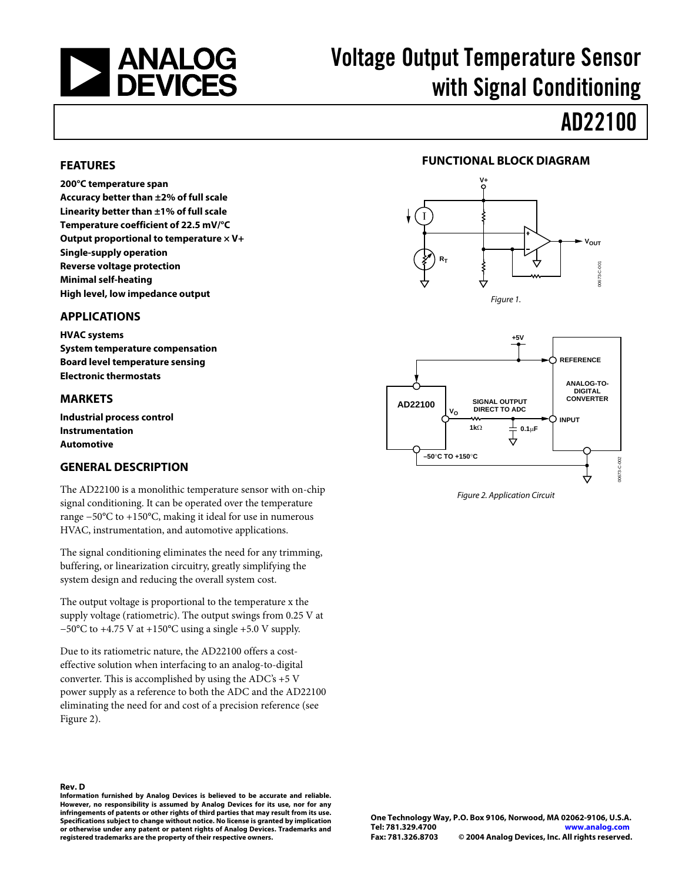# Voltage Output Temperature Sensor with Signal Conditioning

# AD22100

## FEATURES

**200°C temperature span**
**Accuracy better than ±2% of full scale**
**Linearity better than ±1% of full scale**
**Temperature coefficient of 22.5 mV/°C**
**Output proportional to temperature × V+**
**Single-supply operation**
**Reverse voltage protection**
**Minimal self-heating**
**High level, low impedance output**

## APPLICATIONS

**HVAC systems**
**System temperature compensation**
**Board level temperature sensing**
**Electronic thermostats**

## MARKETS

**Industrial process control**
**Instrumentation**
**Automotive**

## GENERAL DESCRIPTION

The AD22100 is a monolithic temperature sensor with on-chip signal conditioning. It can be operated over the temperature range −50°C to +150°C, making it ideal for use in numerous HVAC, instrumentation, and automotive applications.

The signal conditioning eliminates the need for any trimming, buffering, or linearization circuitry, greatly simplifying the system design and reducing the overall system cost.

The output voltage is proportional to the temperature x the supply voltage (ratiometric). The output swings from 0.25 V at −50°C to +4.75 V at +150°C using a single +5.0 V supply.

Due to its ratiometric nature, the AD22100 offers a cost-effective solution when interfacing to an analog-to-digital converter. This is accomplished by using the ADC's +5 V power supply as a reference to both the ADC and the AD22100 eliminating the need for and cost of a precision reference (see Figure 2).

## FUNCTIONAL BLOCK DIAGRAM

*Figure 1.*

*Figure 2. Application Circuit*

**Rev. D**

**Information furnished by Analog Devices is believed to be accurate and reliable. However, no responsibility is assumed by Analog Devices for its use, nor for any infringements of patents or other rights of third parties that may result from its use. Specifications subject to change without notice. No license is granted by implication or otherwise under any patent or patent rights of Analog Devices. Trademarks and registered trademarks are the property of their respective owners.**

**One Technology Way, P.O. Box 9106, Norwood, MA 02062-9106, U.S.A.**
**Tel: 781.329.4700 www.analog.com**
**Fax: 781.326.8703 © 2004 Analog Devices, Inc. All rights reserved.**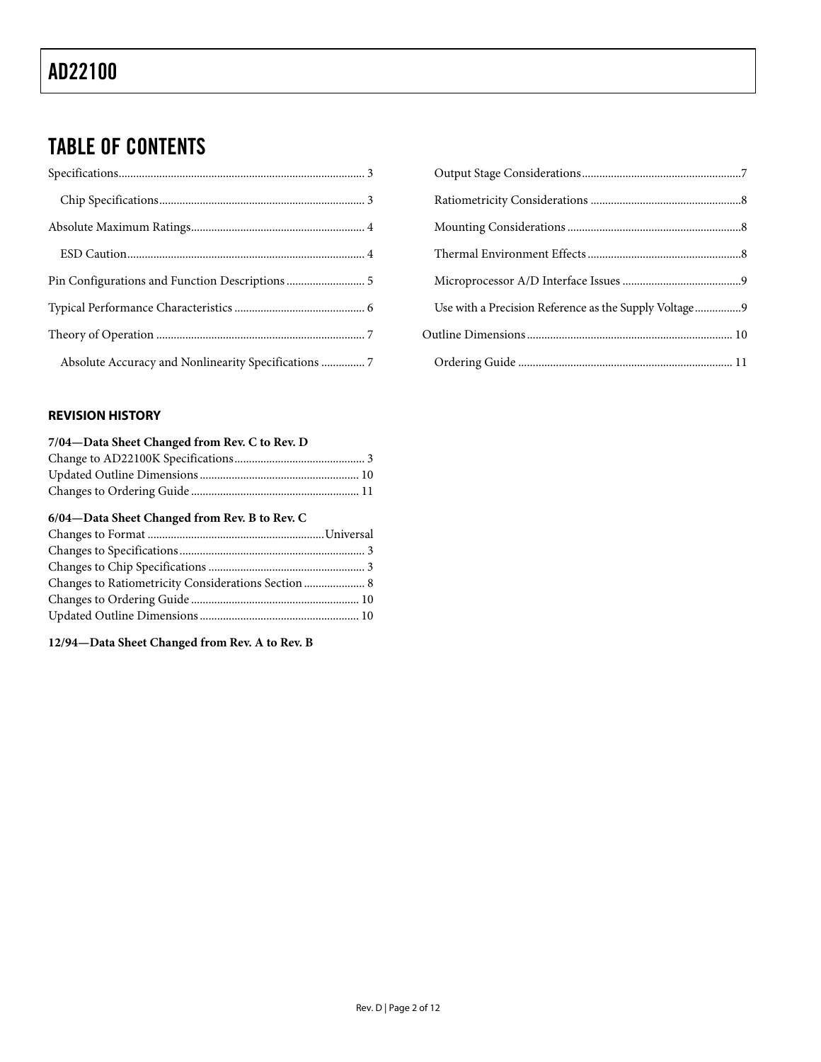## TABLE OF CONTENTS

Specifications ... 3

- Chip Specifications ... 3

Absolute Maximum Ratings ... 4

- ESD Caution ... 4

Pin Configurations and Function Descriptions ... 5

Typical Performance Characteristics ... 6

Theory of Operation ... 7

- Absolute Accuracy and Nonlinearity Specifications ... 7
- Output Stage Considerations ... 7
- Ratiometricity Considerations ... 8
- Mounting Considerations ... 8
- Thermal Environment Effects ... 8
- Microprocessor A/D Interface Issues ... 9
- Use with a Precision Reference as the Supply Voltage ... 9

Outline Dimensions ... 10

- Ordering Guide ... 11

### REVISION HISTORY

**7/04—Data Sheet Changed from Rev. C to Rev. D**

Change to AD22100K Specifications ... 3
Updated Outline Dimensions ... 10
Changes to Ordering Guide ... 11

**6/04—Data Sheet Changed from Rev. B to Rev. C**

Changes to Format ... Universal
Changes to Specifications ... 3
Changes to Chip Specifications ... 3
Changes to Ratiometricity Considerations Section ... 8
Changes to Ordering Guide ... 10
Updated Outline Dimensions ... 10

**12/94—Data Sheet Changed from Rev. A to Rev. B**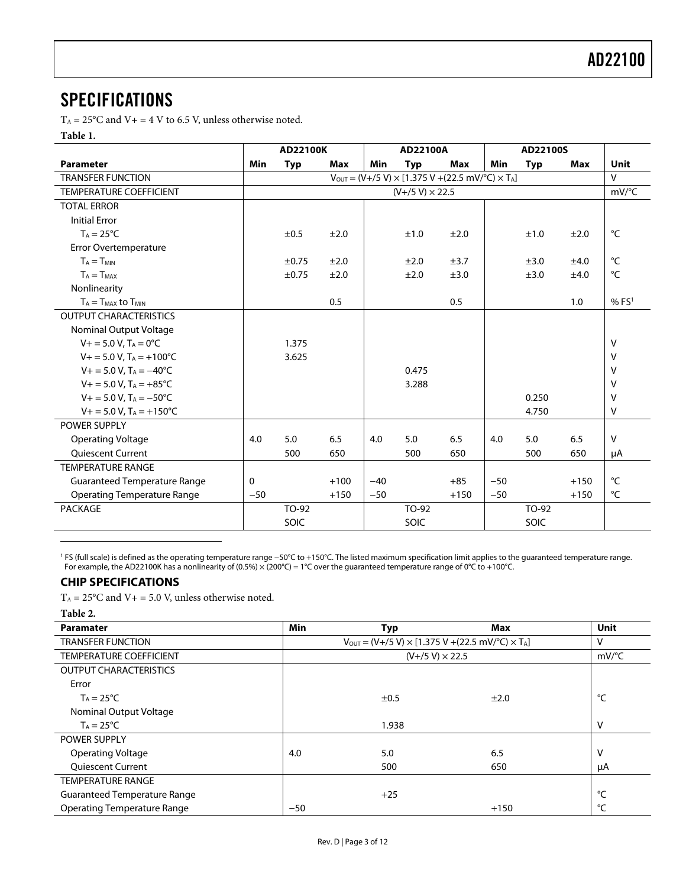## SPECIFICATIONS

$T_A$ = 25°C and V+ = 4 V to 6.5 V, unless otherwise noted.

**Table 1.**

| | AD22100K | | | AD22100A | | | AD22100S | | | |
|---|---|---|---|---|---|---|---|---|---|---|
| **Parameter** | **Min** | **Typ** | **Max** | **Min** | **Typ** | **Max** | **Min** | **Typ** | **Max** | **Unit** |
| TRANSFER FUNCTION | $V_{OUT}$ = (V+/5 V) × [1.375 V +(22.5 mV/°C) × $T_A$] | | | | | | | | | V |
| TEMPERATURE COEFFICIENT | (V+/5 V) × 22.5 | | | | | | | | | mV/°C |
| TOTAL ERROR | | | | | | | | | | |
| Initial Error | | | | | | | | | | |
| $T_A$ = 25°C | | ±0.5 | ±2.0 | | ±1.0 | ±2.0 | | ±1.0 | ±2.0 | °C |
| Error Overtemperature | | | | | | | | | | |
| $T_A$ = $T_{MIN}$ | | ±0.75 | ±2.0 | | ±2.0 | ±3.7 | | ±3.0 | ±4.0 | °C |
| $T_A$ = $T_{MAX}$ | | ±0.75 | ±2.0 | | ±2.0 | ±3.0 | | ±3.0 | ±4.0 | °C |
| Nonlinearity | | | | | | | | | | |
| $T_A$ = $T_{MAX}$ to $T_{MIN}$ | | | 0.5 | | | 0.5 | | | 1.0 | % FS[1] |
| OUTPUT CHARACTERISTICS | | | | | | | | | | |
| Nominal Output Voltage | | | | | | | | | | |
| V+ = 5.0 V, $T_A$ = 0°C | | 1.375 | | | | | | | | V |
| V+ = 5.0 V, $T_A$ = +100°C | | 3.625 | | | | | | | | V |
| V+ = 5.0 V, $T_A$ = −40°C | | | | | 0.475 | | | | | V |
| V+ = 5.0 V, $T_A$ = +85°C | | | | | 3.288 | | | | | V |
| V+ = 5.0 V, $T_A$ = −50°C | | | | | | | | 0.250 | | V |
| V+ = 5.0 V, $T_A$ = +150°C | | | | | | | | 4.750 | | V |
| POWER SUPPLY | | | | | | | | | | |
| Operating Voltage | 4.0 | 5.0 | 6.5 | 4.0 | 5.0 | 6.5 | 4.0 | 5.0 | 6.5 | V |
| Quiescent Current | | 500 | 650 | | 500 | 650 | | 500 | 650 | µA |
| TEMPERATURE RANGE | | | | | | | | | | |
| Guaranteed Temperature Range | 0 | | +100 | −40 | | +85 | −50 | | +150 | °C |
| Operating Temperature Range | −50 | | +150 | −50 | | +150 | −50 | | +150 | °C |
| PACKAGE | | TO-92 | | | TO-92 | | | TO-92 | | |
| | | SOIC | | | SOIC | | | SOIC | | |

[1] FS (full scale) is defined as the operating temperature range −50°C to +150°C. The listed maximum specification limit applies to the guaranteed temperature range. For example, the AD22100K has a nonlinearity of (0.5%) × (200°C) = 1°C over the guaranteed temperature range of 0°C to +100°C.

### CHIP SPECIFICATIONS

$T_A$ = 25°C and V+ = 5.0 V, unless otherwise noted.

**Table 2.**

| **Paramater** | **Min** | **Typ** | **Max** | **Unit** |
|---|---|---|---|---|
| TRANSFER FUNCTION | $V_{OUT}$ = (V+/5 V) × [1.375 V +(22.5 mV/°C) × $T_A$] | | | V |
| TEMPERATURE COEFFICIENT | (V+/5 V) × 22.5 | | | mV/°C |
| OUTPUT CHARACTERISTICS | | | | |
| Error | | | | |
| $T_A$ = 25°C | | ±0.5 | ±2.0 | °C |
| Nominal Output Voltage | | | | |
| $T_A$ = 25°C | | 1.938 | | V |
| POWER SUPPLY | | | | |
| Operating Voltage | 4.0 | 5.0 | 6.5 | V |
| Quiescent Current | | 500 | 650 | µA |
| TEMPERATURE RANGE | | | | |
| Guaranteed Temperature Range | | +25 | | °C |
| Operating Temperature Range | −50 | | +150 | °C |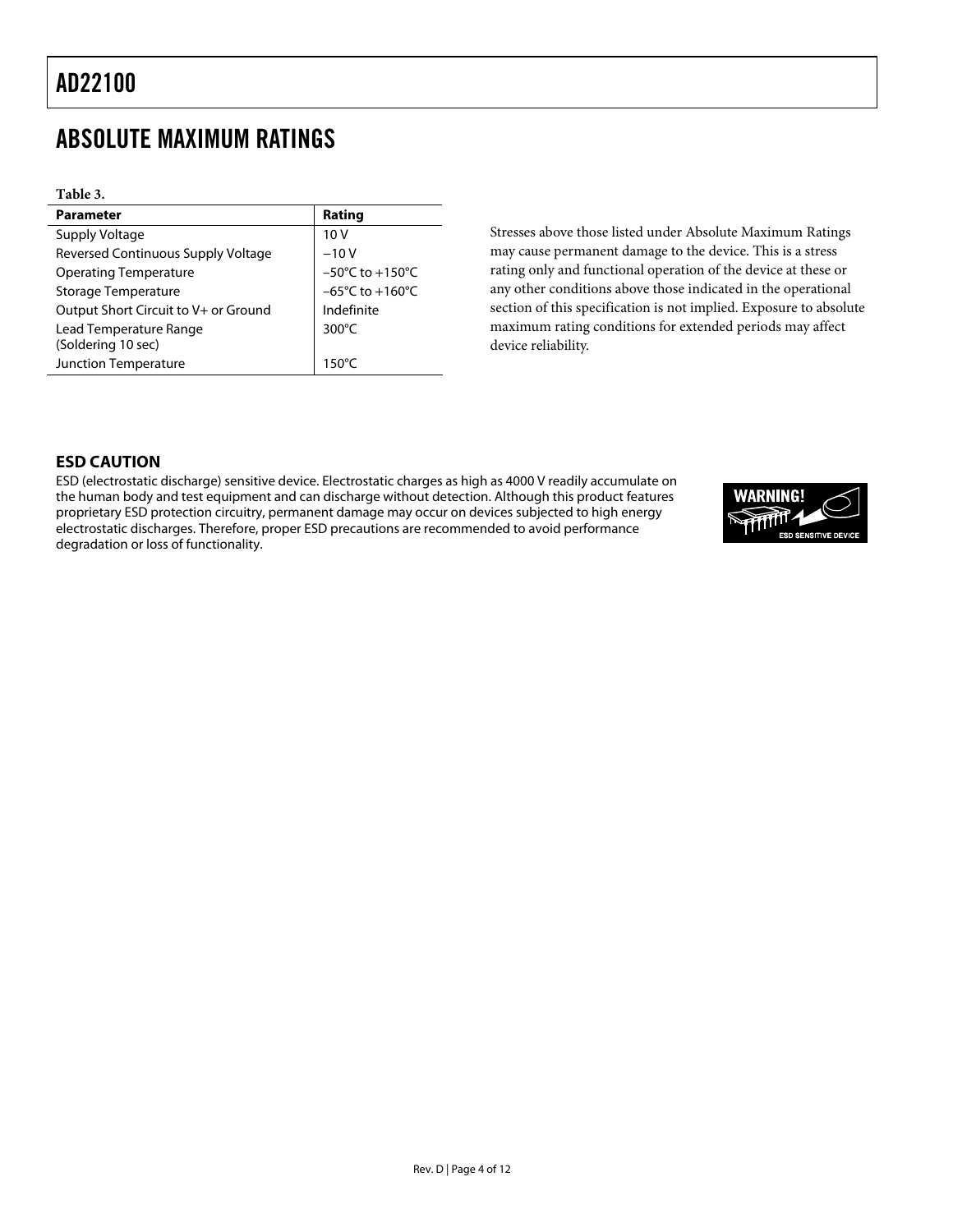## ABSOLUTE MAXIMUM RATINGS

**Table 3.**

| Parameter | Rating |
| --- | --- |
| Supply Voltage | 10 V |
| Reversed Continuous Supply Voltage | −10 V |
| Operating Temperature | −50°C to +150°C |
| Storage Temperature | −65°C to +160°C |
| Output Short Circuit to V+ or Ground | Indefinite |
| Lead Temperature Range (Soldering 10 sec) | 300°C |
| Junction Temperature | 150°C |

Stresses above those listed under Absolute Maximum Ratings may cause permanent damage to the device. This is a stress rating only and functional operation of the device at these or any other conditions above those indicated in the operational section of this specification is not implied. Exposure to absolute maximum rating conditions for extended periods may affect device reliability.

### ESD CAUTION

ESD (electrostatic discharge) sensitive device. Electrostatic charges as high as 4000 V readily accumulate on the human body and test equipment and can discharge without detection. Although this product features proprietary ESD protection circuitry, permanent damage may occur on devices subjected to high energy electrostatic discharges. Therefore, proper ESD precautions are recommended to avoid performance degradation or loss of functionality.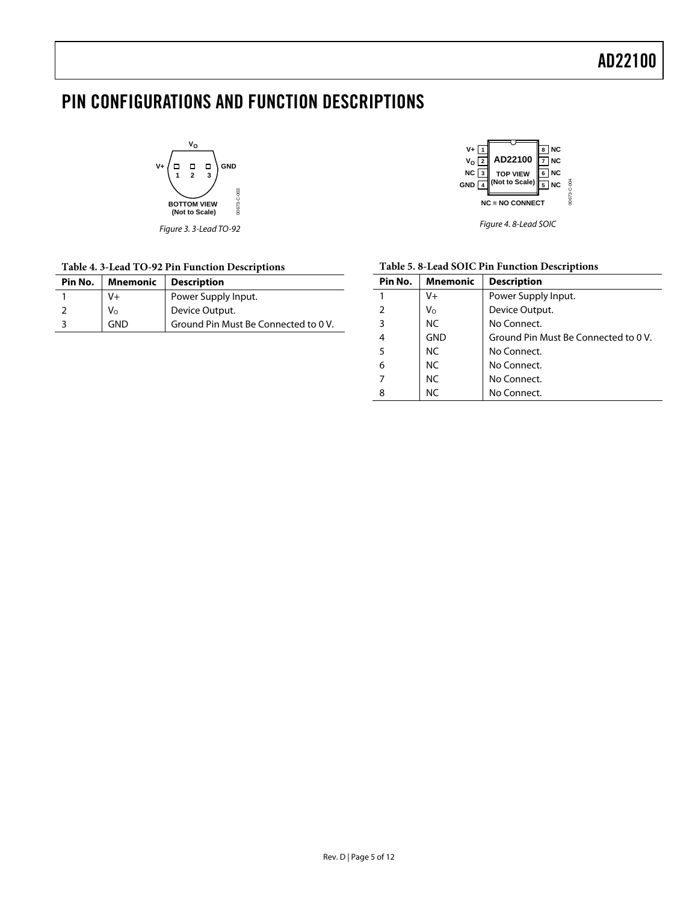# PIN CONFIGURATIONS AND FUNCTION DESCRIPTIONS

Figure 3. 3-Lead TO-92

Figure 4. 8-Lead SOIC

**Table 4. 3-Lead TO-92 Pin Function Descriptions**

| Pin No. | Mnemonic | Description |
|---|---|---|
| 1 | V+ | Power Supply Input. |
| 2 | $V_O$ | Device Output. |
| 3 | GND | Ground Pin Must Be Connected to 0 V. |

**Table 5. 8-Lead SOIC Pin Function Descriptions**

| Pin No. | Mnemonic | Description |
|---|---|---|
| 1 | V+ | Power Supply Input. |
| 2 | $V_O$ | Device Output. |
| 3 | NC | No Connect. |
| 4 | GND | Ground Pin Must Be Connected to 0 V. |
| 5 | NC | No Connect. |
| 6 | NC | No Connect. |
| 7 | NC | No Connect. |
| 8 | NC | No Connect. |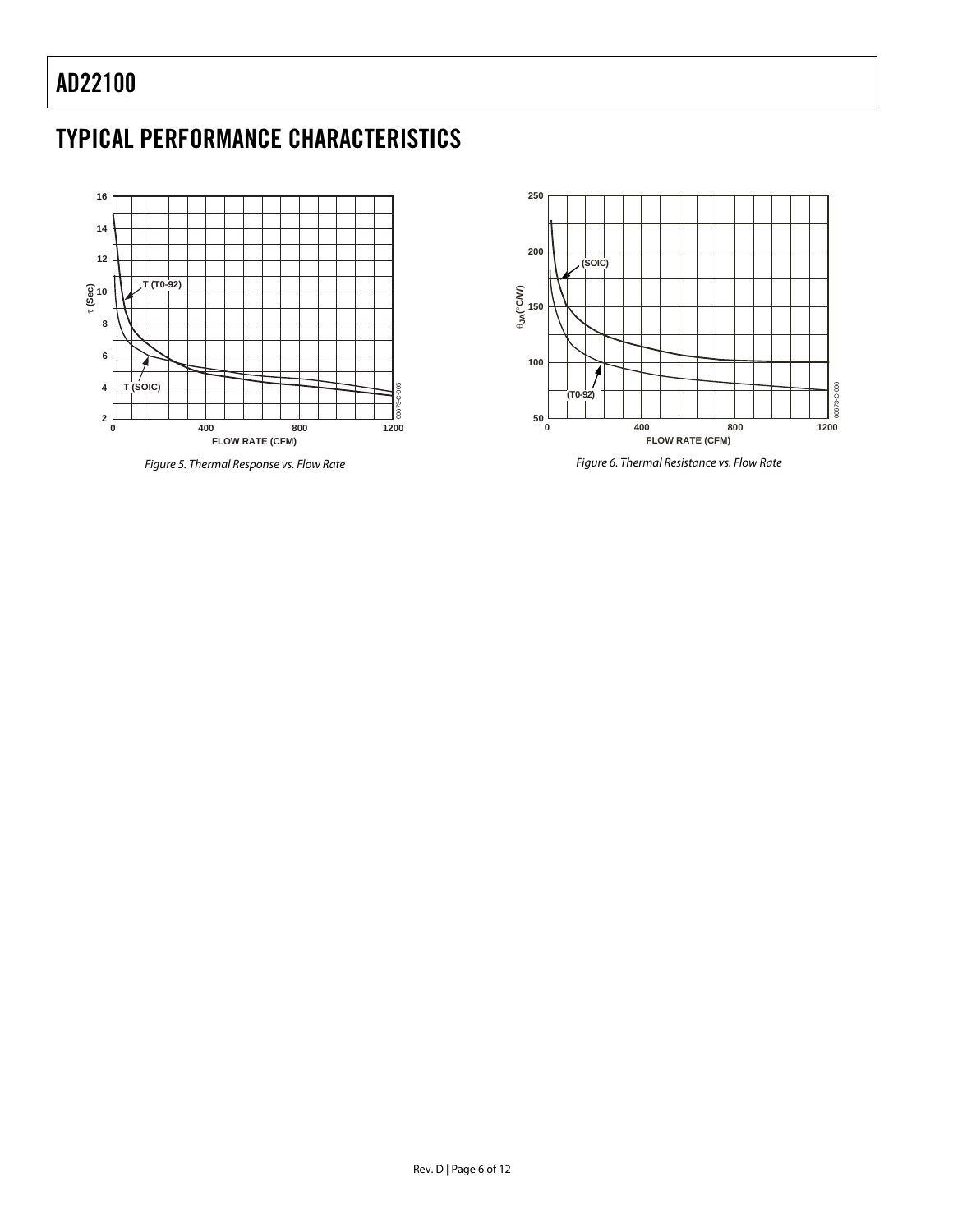## TYPICAL PERFORMANCE CHARACTERISTICS

*Figure 5. Thermal Response vs. Flow Rate*

*Figure 6. Thermal Resistance vs. Flow Rate*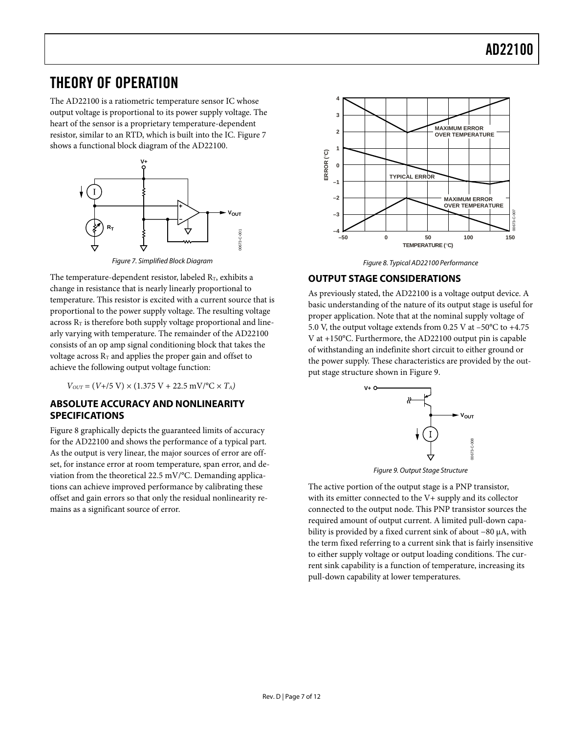# THEORY OF OPERATION

The AD22100 is a ratiometric temperature sensor IC whose output voltage is proportional to its power supply voltage. The heart of the sensor is a proprietary temperature-dependent resistor, similar to an RTD, which is built into the IC. Figure 7 shows a functional block diagram of the AD22100.

*Figure 7. Simplified Block Diagram*

The temperature-dependent resistor, labeled $R_T$, exhibits a change in resistance that is nearly linearly proportional to temperature. This resistor is excited with a current source that is proportional to the power supply voltage. The resulting voltage across $R_T$ is therefore both supply voltage proportional and linearly varying with temperature. The remainder of the AD22100 consists of an op amp signal conditioning block that takes the voltage across $R_T$ and applies the proper gain and offset to achieve the following output voltage function:

$$V_{OUT} = (V+/5\text{ V}) \times (1.375\text{ V} + 22.5\text{ mV/°C} \times T_A)$$

## ABSOLUTE ACCURACY AND NONLINEARITY SPECIFICATIONS

Figure 8 graphically depicts the guaranteed limits of accuracy for the AD22100 and shows the performance of a typical part. As the output is very linear, the major sources of error are offset, for instance error at room temperature, span error, and deviation from the theoretical 22.5 mV/°C. Demanding applications can achieve improved performance by calibrating these offset and gain errors so that only the residual nonlinearity remains as a significant source of error.

*Figure 8. Typical AD22100 Performance*

## OUTPUT STAGE CONSIDERATIONS

As previously stated, the AD22100 is a voltage output device. A basic understanding of the nature of its output stage is useful for proper application. Note that at the nominal supply voltage of 5.0 V, the output voltage extends from 0.25 V at −50°C to +4.75 V at +150°C. Furthermore, the AD22100 output pin is capable of withstanding an indefinite short circuit to either ground or the power supply. These characteristics are provided by the output stage structure shown in Figure 9.

*Figure 9. Output Stage Structure*

The active portion of the output stage is a PNP transistor, with its emitter connected to the V+ supply and its collector connected to the output node. This PNP transistor sources the required amount of output current. A limited pull-down capability is provided by a fixed current sink of about −80 μA, with the term fixed referring to a current sink that is fairly insensitive to either supply voltage or output loading conditions. The current sink capability is a function of temperature, increasing its pull-down capability at lower temperatures.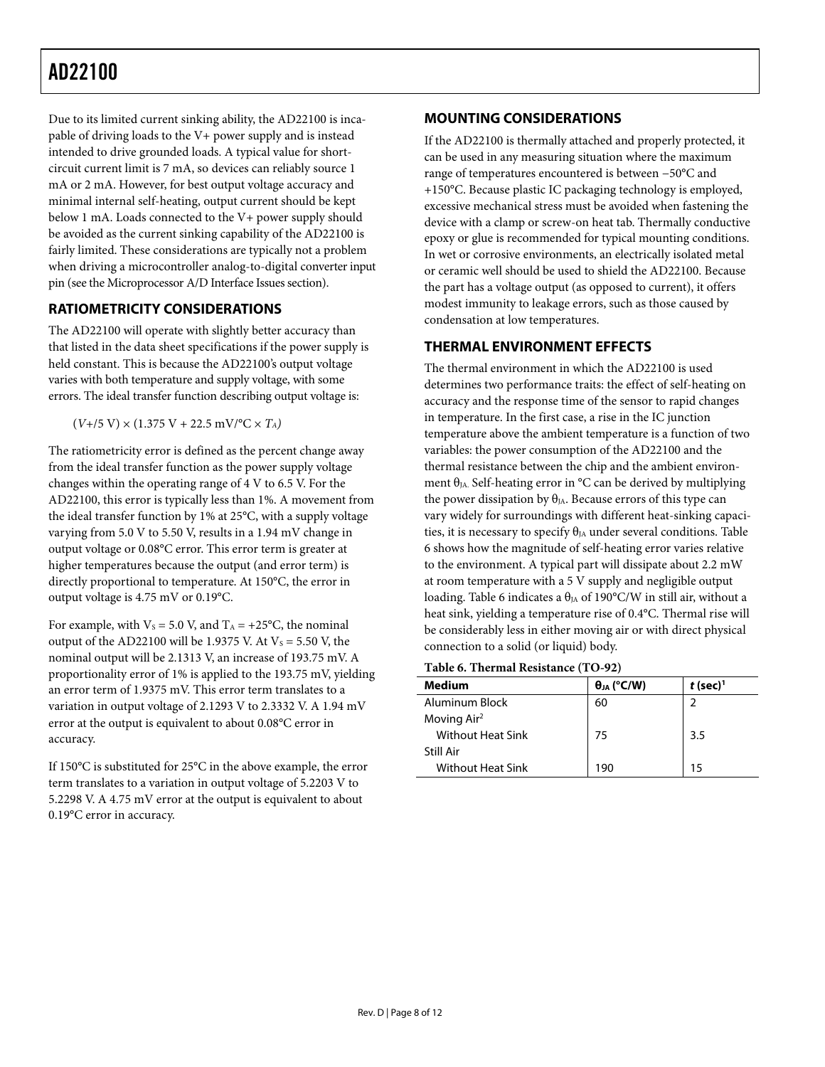Due to its limited current sinking ability, the AD22100 is incapable of driving loads to the V+ power supply and is instead intended to drive grounded loads. A typical value for short-circuit current limit is 7 mA, so devices can reliably source 1 mA or 2 mA. However, for best output voltage accuracy and minimal internal self-heating, output current should be kept below 1 mA. Loads connected to the V+ power supply should be avoided as the current sinking capability of the AD22100 is fairly limited. These considerations are typically not a problem when driving a microcontroller analog-to-digital converter input pin (see the Microprocessor A/D Interface Issues section).

## RATIOMETRICITY CONSIDERATIONS

The AD22100 will operate with slightly better accuracy than that listed in the data sheet specifications if the power supply is held constant. This is because the AD22100's output voltage varies with both temperature and supply voltage, with some errors. The ideal transfer function describing output voltage is:

$$(V+/5\text{ V}) \times (1.375\text{ V} + 22.5\text{ mV/°C} \times T_A)$$

The ratiometricity error is defined as the percent change away from the ideal transfer function as the power supply voltage changes within the operating range of 4 V to 6.5 V. For the AD22100, this error is typically less than 1%. A movement from the ideal transfer function by 1% at 25°C, with a supply voltage varying from 5.0 V to 5.50 V, results in a 1.94 mV change in output voltage or 0.08°C error. This error term is greater at higher temperatures because the output (and error term) is directly proportional to temperature. At 150°C, the error in output voltage is 4.75 mV or 0.19°C.

For example, with $V_S$ = 5.0 V, and $T_A$ = +25°C, the nominal output of the AD22100 will be 1.9375 V. At $V_S$ = 5.50 V, the nominal output will be 2.1313 V, an increase of 193.75 mV. A proportionality error of 1% is applied to the 193.75 mV, yielding an error term of 1.9375 mV. This error term translates to a variation in output voltage of 2.1293 V to 2.3332 V. A 1.94 mV error at the output is equivalent to about 0.08°C error in accuracy.

If 150°C is substituted for 25°C in the above example, the error term translates to a variation in output voltage of 5.2203 V to 5.2298 V. A 4.75 mV error at the output is equivalent to about 0.19°C error in accuracy.

## MOUNTING CONSIDERATIONS

If the AD22100 is thermally attached and properly protected, it can be used in any measuring situation where the maximum range of temperatures encountered is between −50°C and +150°C. Because plastic IC packaging technology is employed, excessive mechanical stress must be avoided when fastening the device with a clamp or screw-on heat tab. Thermally conductive epoxy or glue is recommended for typical mounting conditions. In wet or corrosive environments, an electrically isolated metal or ceramic well should be used to shield the AD22100. Because the part has a voltage output (as opposed to current), it offers modest immunity to leakage errors, such as those caused by condensation at low temperatures.

## THERMAL ENVIRONMENT EFFECTS

The thermal environment in which the AD22100 is used determines two performance traits: the effect of self-heating on accuracy and the response time of the sensor to rapid changes in temperature. In the first case, a rise in the IC junction temperature above the ambient temperature is a function of two variables: the power consumption of the AD22100 and the thermal resistance between the chip and the ambient environment $\theta_{JA}$. Self-heating error in °C can be derived by multiplying the power dissipation by $\theta_{JA}$. Because errors of this type can vary widely for surroundings with different heat-sinking capacities, it is necessary to specify $\theta_{JA}$ under several conditions. Table 6 shows how the magnitude of self-heating error varies relative to the environment. A typical part will dissipate about 2.2 mW at room temperature with a 5 V supply and negligible output loading. Table 6 indicates a $\theta_{JA}$ of 190°C/W in still air, without a heat sink, yielding a temperature rise of 0.4°C. Thermal rise will be considerably less in either moving air or with direct physical connection to a solid (or liquid) body.

**Table 6. Thermal Resistance (TO-92)**

| Medium | $\theta_{JA}$ (°C/W) | *t* (sec)[1] |
|---|---|---|
| Aluminum Block | 60 | 2 |
| Moving Air[2] | | |
| Without Heat Sink | 75 | 3.5 |
| Still Air | | |
| Without Heat Sink | 190 | 15 |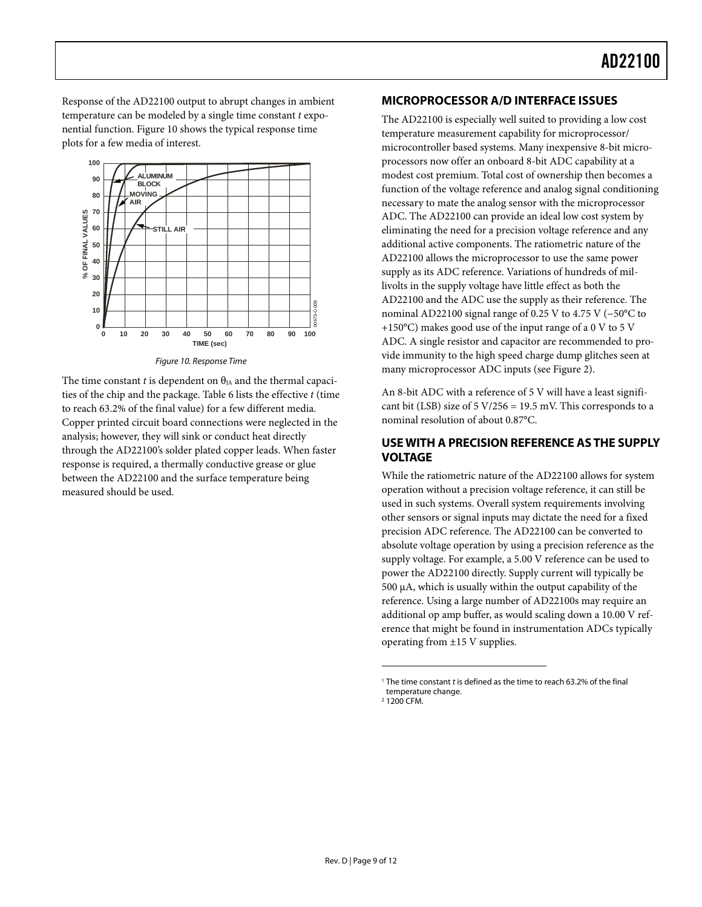Response of the AD22100 output to abrupt changes in ambient temperature can be modeled by a single time constant *t* exponential function. Figure 10 shows the typical response time plots for a few media of interest.

Figure 10. Response Time

The time constant *t* is dependent on $\theta_{JA}$ and the thermal capacities of the chip and the package. Table 6 lists the effective *t* (time to reach 63.2% of the final value) for a few different media. Copper printed circuit board connections were neglected in the analysis; however, they will sink or conduct heat directly through the AD22100's solder plated copper leads. When faster response is required, a thermally conductive grease or glue between the AD22100 and the surface temperature being measured should be used.

## MICROPROCESSOR A/D INTERFACE ISSUES

The AD22100 is especially well suited to providing a low cost temperature measurement capability for microprocessor/microcontroller based systems. Many inexpensive 8-bit microprocessors now offer an onboard 8-bit ADC capability at a modest cost premium. Total cost of ownership then becomes a function of the voltage reference and analog signal conditioning necessary to mate the analog sensor with the microprocessor ADC. The AD22100 can provide an ideal low cost system by eliminating the need for a precision voltage reference and any additional active components. The ratiometric nature of the AD22100 allows the microprocessor to use the same power supply as its ADC reference. Variations of hundreds of millivolts in the supply voltage have little effect as both the AD22100 and the ADC use the supply as their reference. The nominal AD22100 signal range of 0.25 V to 4.75 V (−50°C to +150°C) makes good use of the input range of a 0 V to 5 V ADC. A single resistor and capacitor are recommended to provide immunity to the high speed charge dump glitches seen at many microprocessor ADC inputs (see Figure 2).

An 8-bit ADC with a reference of 5 V will have a least significant bit (LSB) size of 5 V/256 = 19.5 mV. This corresponds to a nominal resolution of about 0.87°C.

## USE WITH A PRECISION REFERENCE AS THE SUPPLY VOLTAGE

While the ratiometric nature of the AD22100 allows for system operation without a precision voltage reference, it can still be used in such systems. Overall system requirements involving other sensors or signal inputs may dictate the need for a fixed precision ADC reference. The AD22100 can be converted to absolute voltage operation by using a precision reference as the supply voltage. For example, a 5.00 V reference can be used to power the AD22100 directly. Supply current will typically be 500 µA, which is usually within the output capability of the reference. Using a large number of AD22100s may require an additional op amp buffer, as would scaling down a 10.00 V reference that might be found in instrumentation ADCs typically operating from ±15 V supplies.

[1] The time constant *t* is defined as the time to reach 63.2% of the final temperature change.

[2] 1200 CFM.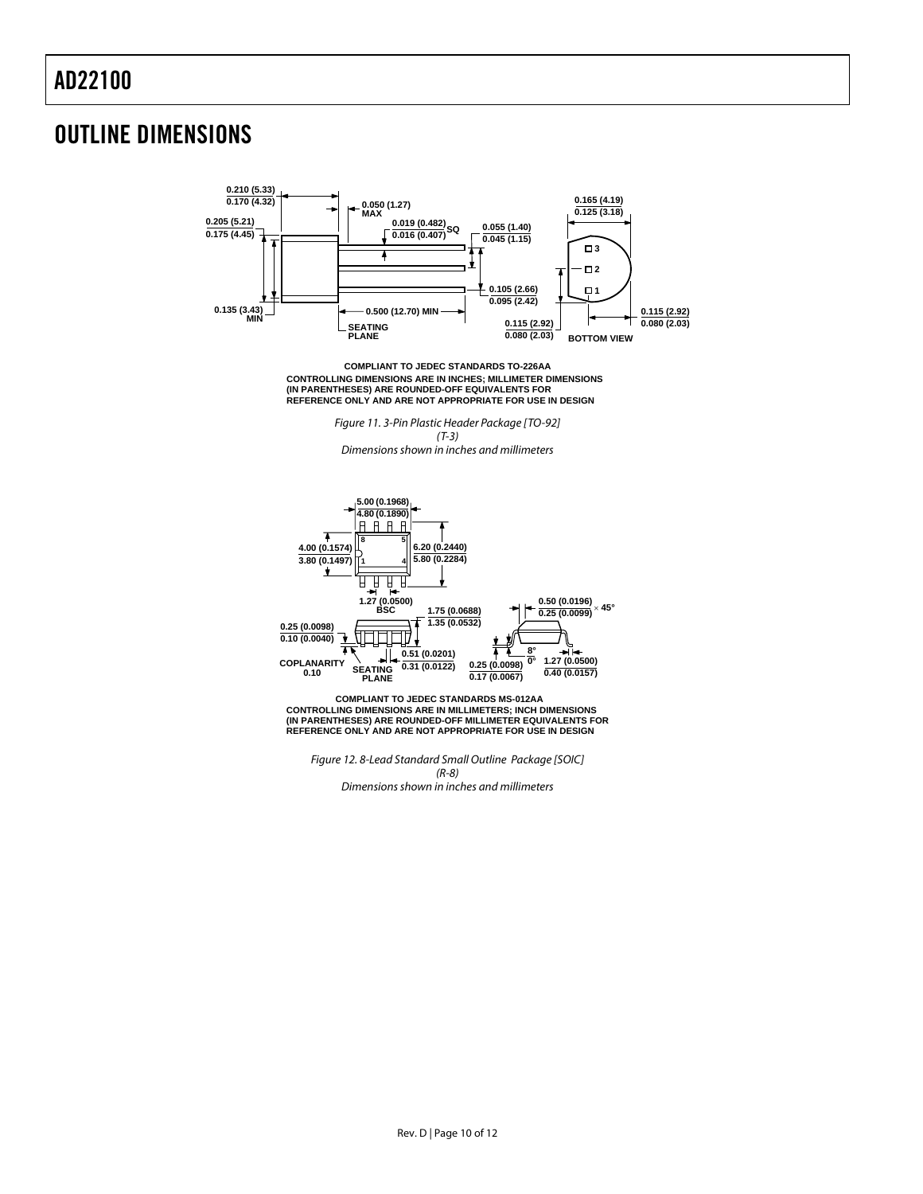# OUTLINE DIMENSIONS

COMPLIANT TO JEDEC STANDARDS TO-226AA
CONTROLLING DIMENSIONS ARE IN INCHES; MILLIMETER DIMENSIONS (IN PARENTHESES) ARE ROUNDED-OFF EQUIVALENTS FOR REFERENCE ONLY AND ARE NOT APPROPRIATE FOR USE IN DESIGN

*Figure 11. 3-Pin Plastic Header Package [TO-92] (T-3)*
*Dimensions shown in inches and millimeters*

COMPLIANT TO JEDEC STANDARDS MS-012AA
CONTROLLING DIMENSIONS ARE IN MILLIMETERS; INCH DIMENSIONS (IN PARENTHESES) ARE ROUNDED-OFF MILLIMETER EQUIVALENTS FOR REFERENCE ONLY AND ARE NOT APPROPRIATE FOR USE IN DESIGN

*Figure 12. 8-Lead Standard Small Outline Package [SOIC] (R-8)*
*Dimensions shown in inches and millimeters*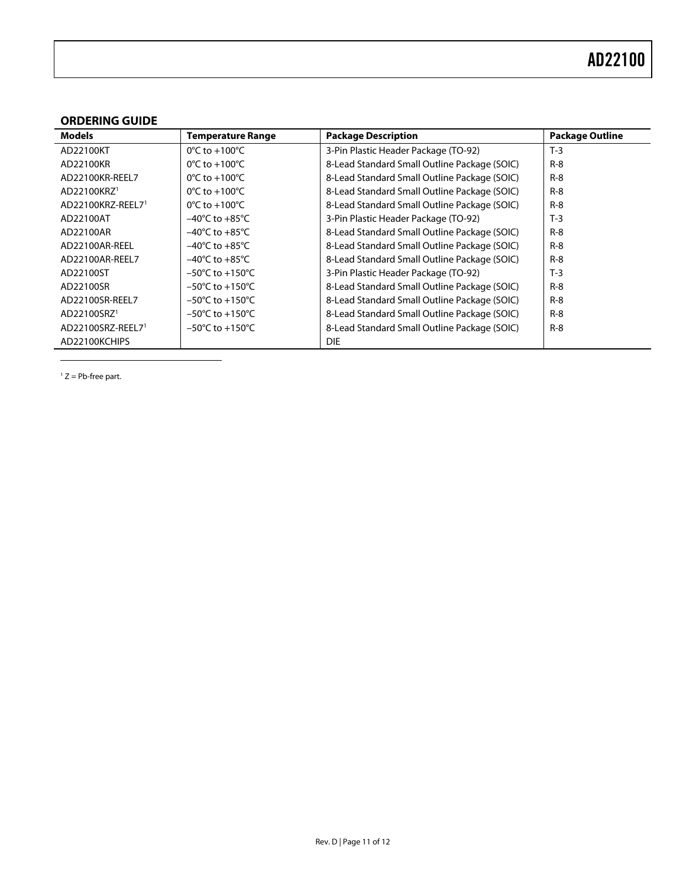## ORDERING GUIDE

| Models | Temperature Range | Package Description | Package Outline |
|---|---|---|---|
| AD22100KT | 0°C to +100°C | 3-Pin Plastic Header Package (TO-92) | T-3 |
| AD22100KR | 0°C to +100°C | 8-Lead Standard Small Outline Package (SOIC) | R-8 |
| AD22100KR-REEL7 | 0°C to +100°C | 8-Lead Standard Small Outline Package (SOIC) | R-8 |
| AD22100KRZ[1] | 0°C to +100°C | 8-Lead Standard Small Outline Package (SOIC) | R-8 |
| AD22100KRZ-REEL7[1] | 0°C to +100°C | 8-Lead Standard Small Outline Package (SOIC) | R-8 |
| AD22100AT | −40°C to +85°C | 3-Pin Plastic Header Package (TO-92) | T-3 |
| AD22100AR | −40°C to +85°C | 8-Lead Standard Small Outline Package (SOIC) | R-8 |
| AD22100AR-REEL | −40°C to +85°C | 8-Lead Standard Small Outline Package (SOIC) | R-8 |
| AD22100AR-REEL7 | −40°C to +85°C | 8-Lead Standard Small Outline Package (SOIC) | R-8 |
| AD22100ST | −50°C to +150°C | 3-Pin Plastic Header Package (TO-92) | T-3 |
| AD22100SR | −50°C to +150°C | 8-Lead Standard Small Outline Package (SOIC) | R-8 |
| AD22100SR-REEL7 | −50°C to +150°C | 8-Lead Standard Small Outline Package (SOIC) | R-8 |
| AD22100SRZ[1] | −50°C to +150°C | 8-Lead Standard Small Outline Package (SOIC) | R-8 |
| AD22100SRZ-REEL7[1] | −50°C to +150°C | 8-Lead Standard Small Outline Package (SOIC) | R-8 |
| AD22100KCHIPS | | DIE | |

[1] Z = Pb-free part.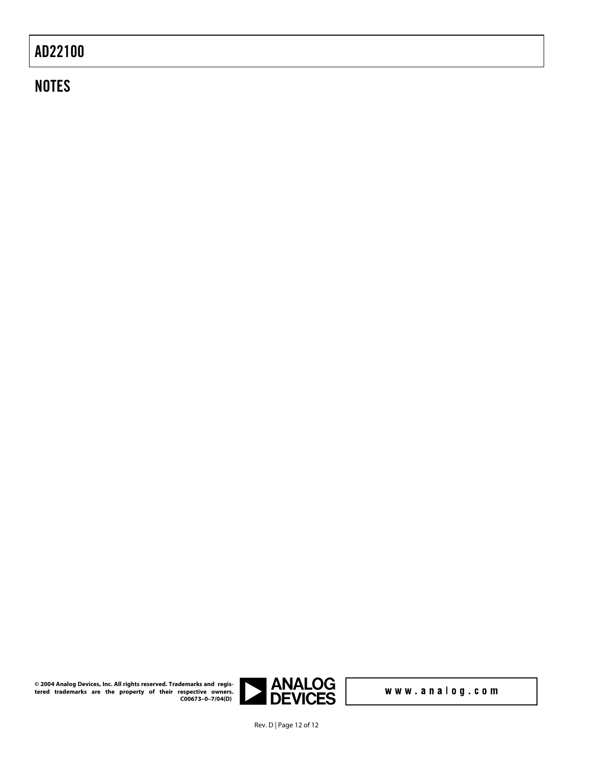## NOTES

© 2004 Analog Devices, Inc. All rights reserved. Trademarks and registered trademarks are the property of their respective owners.
C00673–0–7/04(D)

www.analog.com